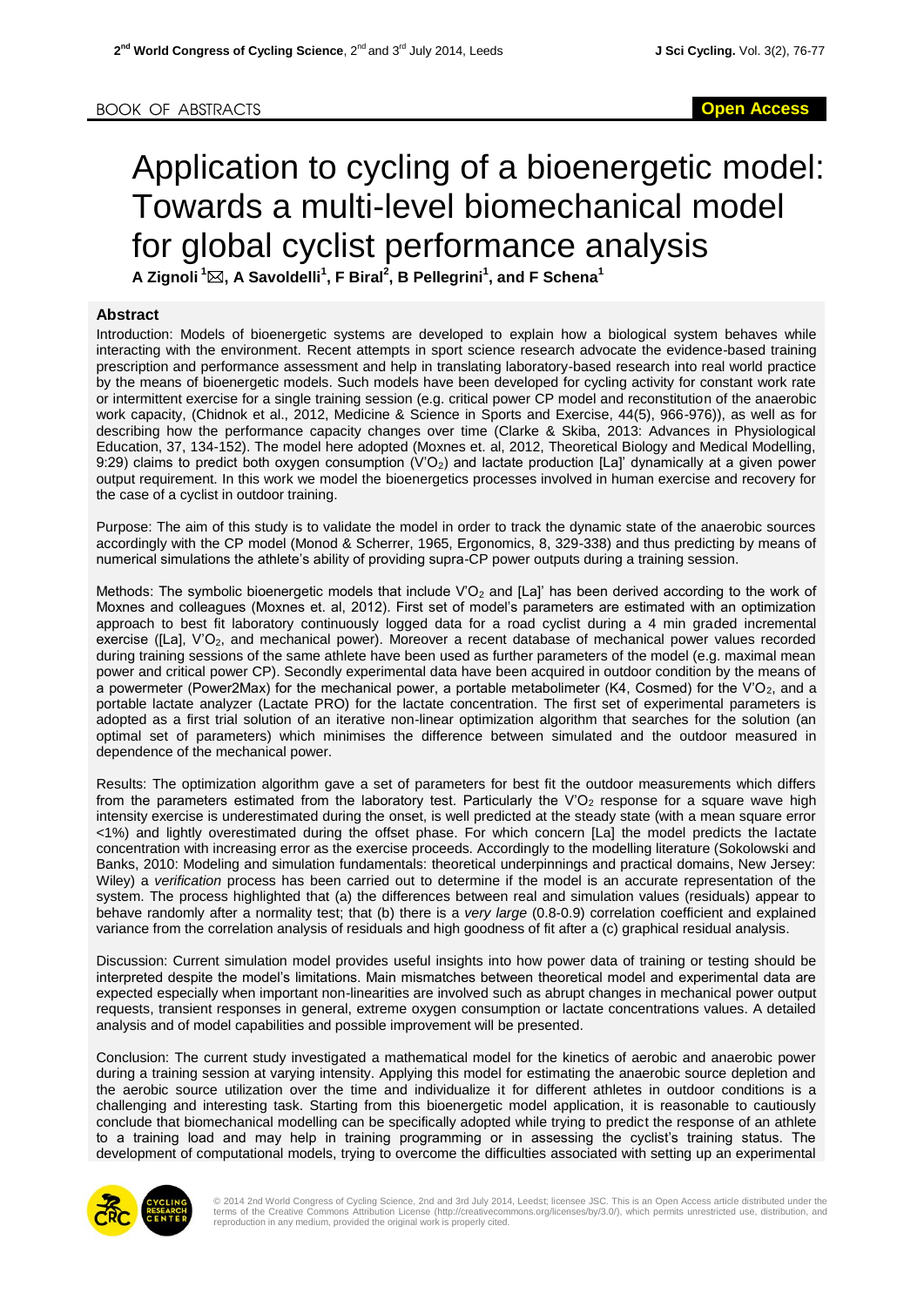BOOK OF ABSTRACTS

**Open Access**

# Application to cycling of a bioenergetic model: Towards a multi-level biomechanical model for global cyclist performance analysis

**A Zignoli [1] ✉, A Savoldelli [1], F Biral [2], B Pellegrini [1], and F Schena [1]**

## Abstract

Introduction: Models of bioenergetic systems are developed to explain how a biological system behaves while interacting with the environment. Recent attempts in sport science research advocate the evidence-based training prescription and performance assessment and help in translating laboratory-based research into real world practice by the means of bioenergetic models. Such models have been developed for cycling activity for constant work rate or intermittent exercise for a single training session (e.g. critical power CP model and reconstitution of the anaerobic work capacity, (Chidnok et al., 2012, Medicine & Science in Sports and Exercise, 44(5), 966-976)), as well as for describing how the performance capacity changes over time (Clarke & Skiba, 2013: Advances in Physiological Education, 37, 134-152). The model here adopted (Moxnes et. al, 2012, Theoretical Biology and Medical Modelling, 9:29) claims to predict both oxygen consumption ($V'O_2$) and lactate production [La]' dynamically at a given power output requirement. In this work we model the bioenergetics processes involved in human exercise and recovery for the case of a cyclist in outdoor training.

Purpose: The aim of this study is to validate the model in order to track the dynamic state of the anaerobic sources accordingly with the CP model (Monod & Scherrer, 1965, Ergonomics, 8, 329-338) and thus predicting by means of numerical simulations the athlete's ability of providing supra-CP power outputs during a training session.

Methods: The symbolic bioenergetic models that include $V'O_2$ and [La]' has been derived according to the work of Moxnes and colleagues (Moxnes et. al, 2012). First set of model's parameters are estimated with an optimization approach to best fit laboratory continuously logged data for a road cyclist during a 4 min graded incremental exercise ([La], $V'O_2$, and mechanical power). Moreover a recent database of mechanical power values recorded during training sessions of the same athlete have been used as further parameters of the model (e.g. maximal mean power and critical power CP). Secondly experimental data have been acquired in outdoor condition by the means of a powermeter (Power2Max) for the mechanical power, a portable metabolimeter (K4, Cosmed) for the $V'O_2$, and a portable lactate analyzer (Lactate PRO) for the lactate concentration. The first set of experimental parameters is adopted as a first trial solution of an iterative non-linear optimization algorithm that searches for the solution (an optimal set of parameters) which minimises the difference between simulated and the outdoor measured in dependence of the mechanical power.

Results: The optimization algorithm gave a set of parameters for best fit the outdoor measurements which differs from the parameters estimated from the laboratory test. Particularly the $V'O_2$ response for a square wave high intensity exercise is underestimated during the onset, is well predicted at the steady state (with a mean square error <1%) and lightly overestimated during the offset phase. For which concern [La] the model predicts the lactate concentration with increasing error as the exercise proceeds. Accordingly to the modelling literature (Sokolowski and Banks, 2010: Modeling and simulation fundamentals: theoretical underpinnings and practical domains, New Jersey: Wiley) a *verification* process has been carried out to determine if the model is an accurate representation of the system. The process highlighted that (a) the differences between real and simulation values (residuals) appear to behave randomly after a normality test; that (b) there is a *very large* (0.8-0.9) correlation coefficient and explained variance from the correlation analysis of residuals and high goodness of fit after a (c) graphical residual analysis.

Discussion: Current simulation model provides useful insights into how power data of training or testing should be interpreted despite the model's limitations. Main mismatches between theoretical model and experimental data are expected especially when important non-linearities are involved such as abrupt changes in mechanical power output requests, transient responses in general, extreme oxygen consumption or lactate concentrations values. A detailed analysis and of model capabilities and possible improvement will be presented.

Conclusion: The current study investigated a mathematical model for the kinetics of aerobic and anaerobic power during a training session at varying intensity. Applying this model for estimating the anaerobic source depletion and the aerobic source utilization over the time and individualize it for different athletes in outdoor conditions is a challenging and interesting task. Starting from this bioenergetic model application, it is reasonable to cautiously conclude that biomechanical modelling can be specifically adopted while trying to predict the response of an athlete to a training load and may help in training programming or in assessing the cyclist's training status. The development of computational models, trying to overcome the difficulties associated with setting up an experimental

© 2014 2nd World Congress of Cycling Science, 2nd and 3rd July 2014, Leedst; licensee JSC. This is an Open Access article distributed under the terms of the Creative Commons Attribution License (http://creativecommons.org/licenses/by/3.0/), which permits unrestricted use, distribution, and reproduction in any medium, provided the original work is properly cited.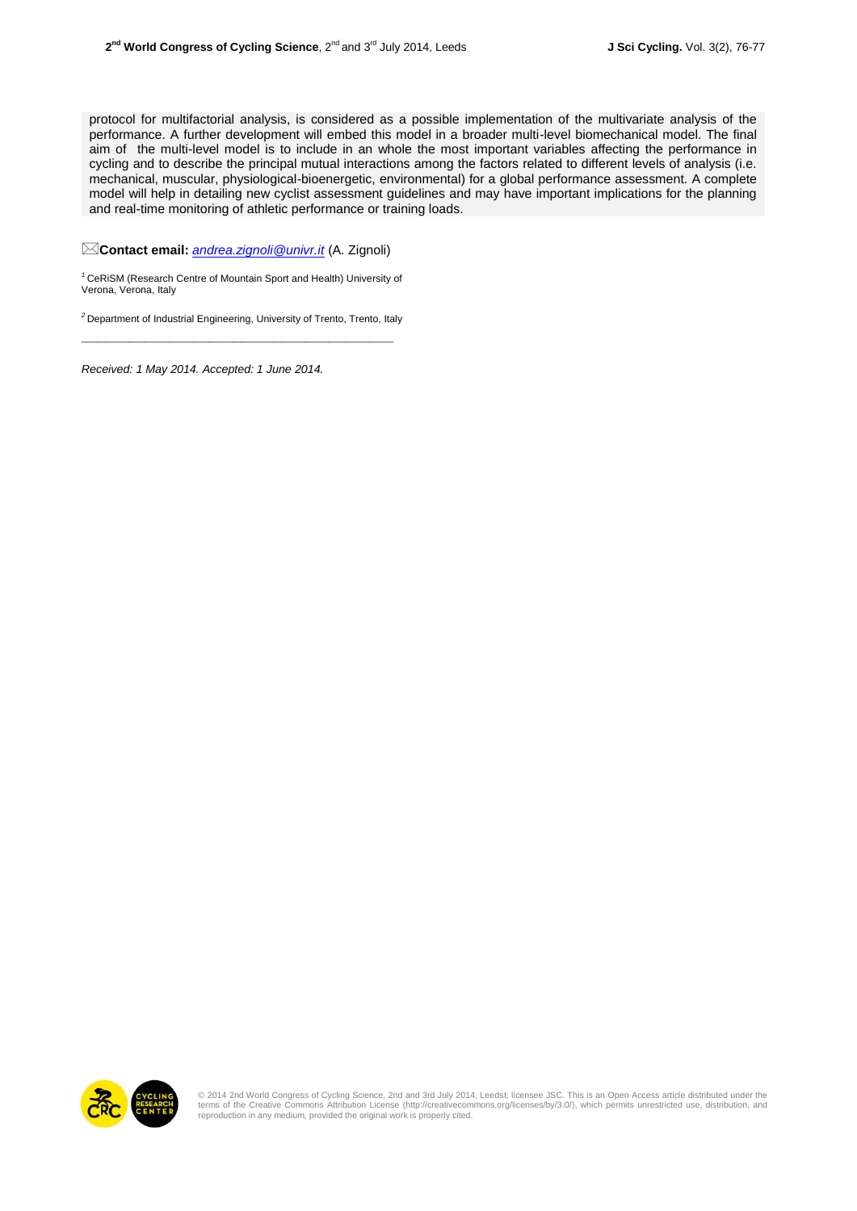protocol for multifactorial analysis, is considered as a possible implementation of the multivariate analysis of the performance. A further development will embed this model in a broader multi-level biomechanical model. The final aim of the multi-level model is to include in an whole the most important variables affecting the performance in cycling and to describe the principal mutual interactions among the factors related to different levels of analysis (i.e. mechanical, muscular, physiological-bioenergetic, environmental) for a global performance assessment. A complete model will help in detailing new cyclist assessment guidelines and may have important implications for the planning and real-time monitoring of athletic performance or training loads.

✉ **Contact email:** *andrea.zignoli@univr.it* (A. Zignoli)

[1] CeRiSM (Research Centre of Mountain Sport and Health) University of Verona, Verona, Italy

[2] Department of Industrial Engineering, University of Trento, Trento, Italy

---

*Received: 1 May 2014. Accepted: 1 June 2014.*

© 2014 2nd World Congress of Cycling Science, 2nd and 3rd July 2014, Leedst; licensee JSC. This is an Open Access article distributed under the terms of the Creative Commons Attribution License (http://creativecommons.org/licenses/by/3.0/), which permits unrestricted use, distribution, and reproduction in any medium, provided the original work is properly cited.